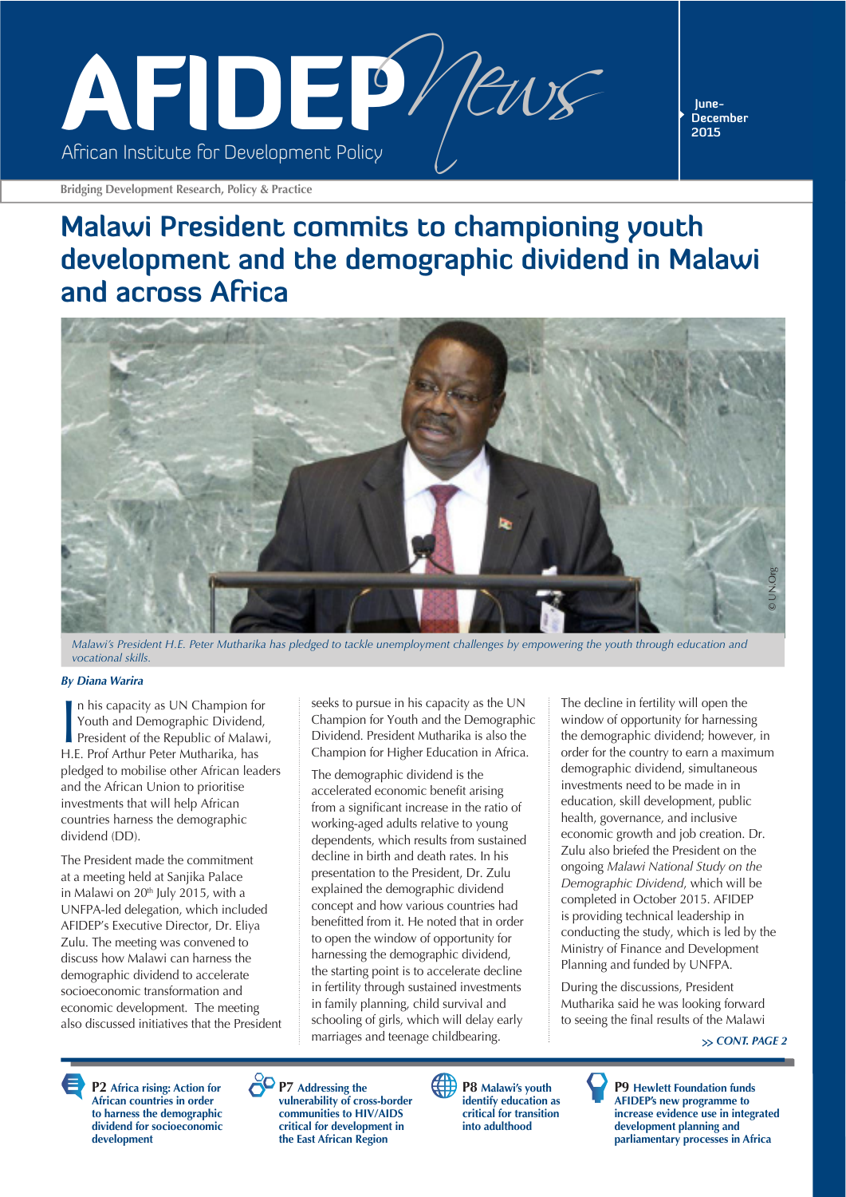# AFIDEP News

African Institute for Development Policy

June-December 2015

Bridging Development Research, Policy & Practice

# Malawi President commits to championing youth development and the demographic dividend in Malawi and across Africa

*Malawi's President H.E. Peter Mutharika has pledged to tackle unemployment challenges by empowering the youth through education and vocational skills.*

© UN.Org

***By Diana Warira***

In his capacity as UN Champion for Youth and Demographic Dividend, President of the Republic of Malawi, H.E. Prof Arthur Peter Mutharika, has pledged to mobilise other African leaders and the African Union to prioritise investments that will help African countries harness the demographic dividend (DD).

The President made the commitment at a meeting held at Sanjika Palace in Malawi on 20th July 2015, with a UNFPA-led delegation, which included AFIDEP's Executive Director, Dr. Eliya Zulu. The meeting was convened to discuss how Malawi can harness the demographic dividend to accelerate socioeconomic transformation and economic development. The meeting also discussed initiatives that the President seeks to pursue in his capacity as the UN Champion for Youth and the Demographic Dividend. President Mutharika is also the Champion for Higher Education in Africa.

The demographic dividend is the accelerated economic benefit arising from a significant increase in the ratio of working-aged adults relative to young dependents, which results from sustained decline in birth and death rates. In his presentation to the President, Dr. Zulu explained the demographic dividend concept and how various countries had benefitted from it. He noted that in order to open the window of opportunity for harnessing the demographic dividend, the starting point is to accelerate decline in fertility through sustained investments in family planning, child survival and schooling of girls, which will delay early marriages and teenage childbearing.

The decline in fertility will open the window of opportunity for harnessing the demographic dividend; however, in order for the country to earn a maximum demographic dividend, simultaneous investments need to be made in in education, skill development, public health, governance, and inclusive economic growth and job creation. Dr. Zulu also briefed the President on the ongoing *Malawi National Study on the Demographic Dividend*, which will be completed in October 2015. AFIDEP is providing technical leadership in conducting the study, which is led by the Ministry of Finance and Development Planning and funded by UNFPA.

During the discussions, President Mutharika said he was looking forward to seeing the final results of the Malawi

*>> CONT. PAGE 2*

**P2** Africa rising: Action for African countries in order to harness the demographic dividend for socioeconomic development

**P7** Addressing the vulnerability of cross-border communities to HIV/AIDS critical for development in the East African Region

**P8** Malawi's youth identify education as critical for transition into adulthood

**P9** Hewlett Foundation funds AFIDEP's new programme to increase evidence use in integrated development planning and parliamentary processes in Africa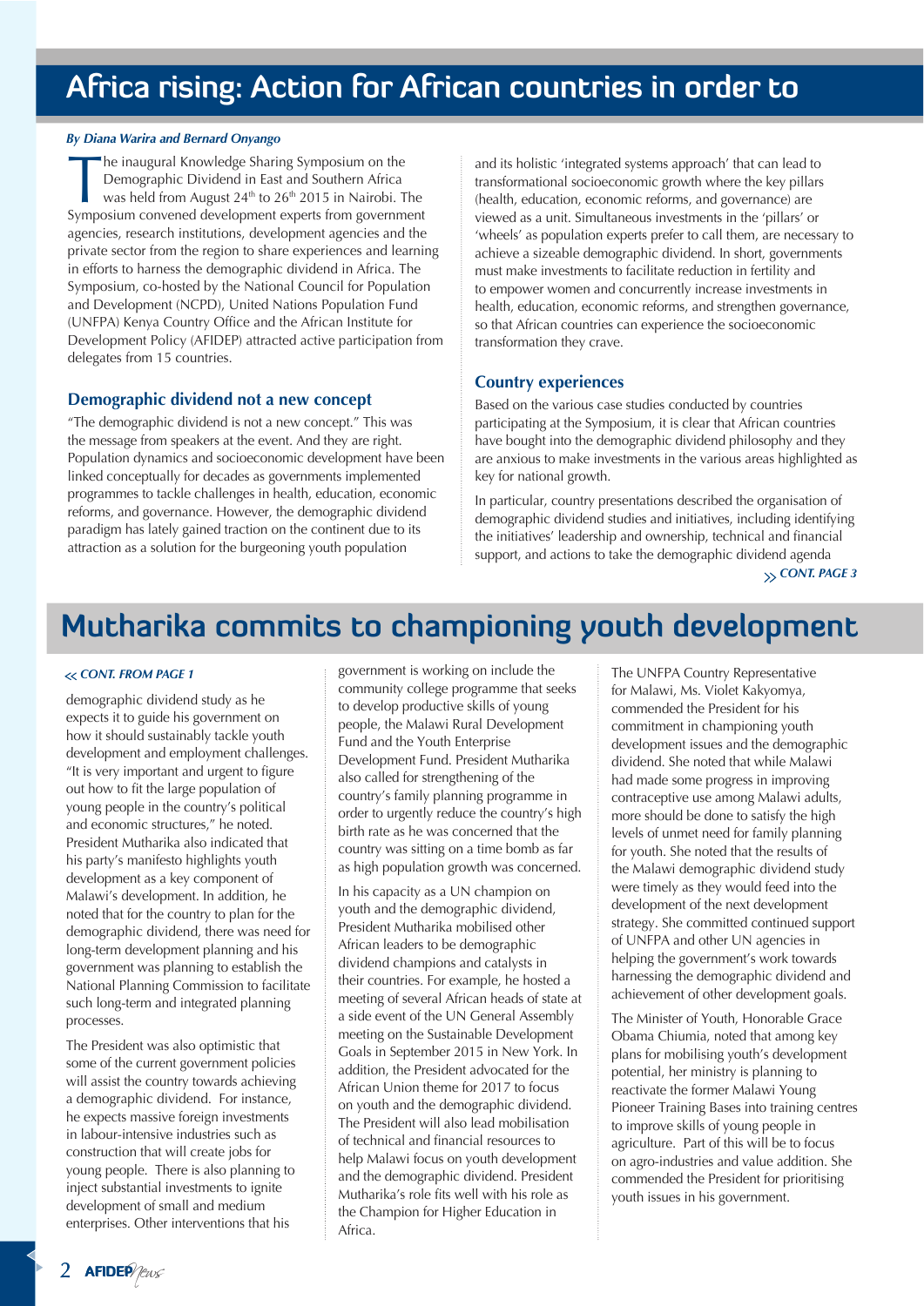# Africa rising: Action for African countries in order to

*By Diana Warira and Bernard Onyango*

The inaugural Knowledge Sharing Symposium on the Demographic Dividend in East and Southern Africa was held from August 24th to 26th 2015 in Nairobi. The Symposium convened development experts from government agencies, research institutions, development agencies and the private sector from the region to share experiences and learning in efforts to harness the demographic dividend in Africa. The Symposium, co-hosted by the National Council for Population and Development (NCPD), United Nations Population Fund (UNFPA) Kenya Country Office and the African Institute for Development Policy (AFIDEP) attracted active participation from delegates from 15 countries.

## Demographic dividend not a new concept

"The demographic dividend is not a new concept." This was the message from speakers at the event. And they are right. Population dynamics and socioeconomic development have been linked conceptually for decades as governments implemented programmes to tackle challenges in health, education, economic reforms, and governance. However, the demographic dividend paradigm has lately gained traction on the continent due to its attraction as a solution for the burgeoning youth population and its holistic 'integrated systems approach' that can lead to transformational socioeconomic growth where the key pillars (health, education, economic reforms, and governance) are viewed as a unit. Simultaneous investments in the 'pillars' or 'wheels' as population experts prefer to call them, are necessary to achieve a sizeable demographic dividend. In short, governments must make investments to facilitate reduction in fertility and to empower women and concurrently increase investments in health, education, economic reforms, and strengthen governance, so that African countries can experience the socioeconomic transformation they crave.

## Country experiences

Based on the various case studies conducted by countries participating at the Symposium, it is clear that African countries have bought into the demographic dividend philosophy and they are anxious to make investments in the various areas highlighted as key for national growth.

In particular, country presentations described the organisation of demographic dividend studies and initiatives, including identifying the initiatives' leadership and ownership, technical and financial support, and actions to take the demographic dividend agenda

*» CONT. PAGE 3*

# Mutharika commits to championing youth development

*« CONT. FROM PAGE 1*

demographic dividend study as he expects it to guide his government on how it should sustainably tackle youth development and employment challenges. "It is very important and urgent to figure out how to fit the large population of young people in the country's political and economic structures," he noted. President Mutharika also indicated that his party's manifesto highlights youth development as a key component of Malawi's development. In addition, he noted that for the country to plan for the demographic dividend, there was need for long-term development planning and his government was planning to establish the National Planning Commission to facilitate such long-term and integrated planning processes.

The President was also optimistic that some of the current government policies will assist the country towards achieving a demographic dividend. For instance, he expects massive foreign investments in labour-intensive industries such as construction that will create jobs for young people. There is also planning to inject substantial investments to ignite development of small and medium enterprises. Other interventions that his government is working on include the community college programme that seeks to develop productive skills of young people, the Malawi Rural Development Fund and the Youth Enterprise Development Fund. President Mutharika also called for strengthening of the country's family planning programme in order to urgently reduce the country's high birth rate as he was concerned that the country was sitting on a time bomb as far as high population growth was concerned.

In his capacity as a UN champion on youth and the demographic dividend, President Mutharika mobilised other African leaders to be demographic dividend champions and catalysts in their countries. For example, he hosted a meeting of several African heads of state at a side event of the UN General Assembly meeting on the Sustainable Development Goals in September 2015 in New York. In addition, the President advocated for the African Union theme for 2017 to focus on youth and the demographic dividend. The President will also lead mobilisation of technical and financial resources to help Malawi focus on youth development and the demographic dividend. President Mutharika's role fits well with his role as the Champion for Higher Education in Africa.

The UNFPA Country Representative for Malawi, Ms. Violet Kakyomya, commended the President for his commitment in championing youth development issues and the demographic dividend. She noted that while Malawi had made some progress in improving contraceptive use among Malawi adults, more should be done to satisfy the high levels of unmet need for family planning for youth. She noted that the results of the Malawi demographic dividend study were timely as they would feed into the development of the next development strategy. She committed continued support of UNFPA and other UN agencies in helping the government's work towards harnessing the demographic dividend and achievement of other development goals.

The Minister of Youth, Honorable Grace Obama Chiumia, noted that among key plans for mobilising youth's development potential, her ministry is planning to reactivate the former Malawi Young Pioneer Training Bases into training centres to improve skills of young people in agriculture. Part of this will be to focus on agro-industries and value addition. She commended the President for prioritising youth issues in his government.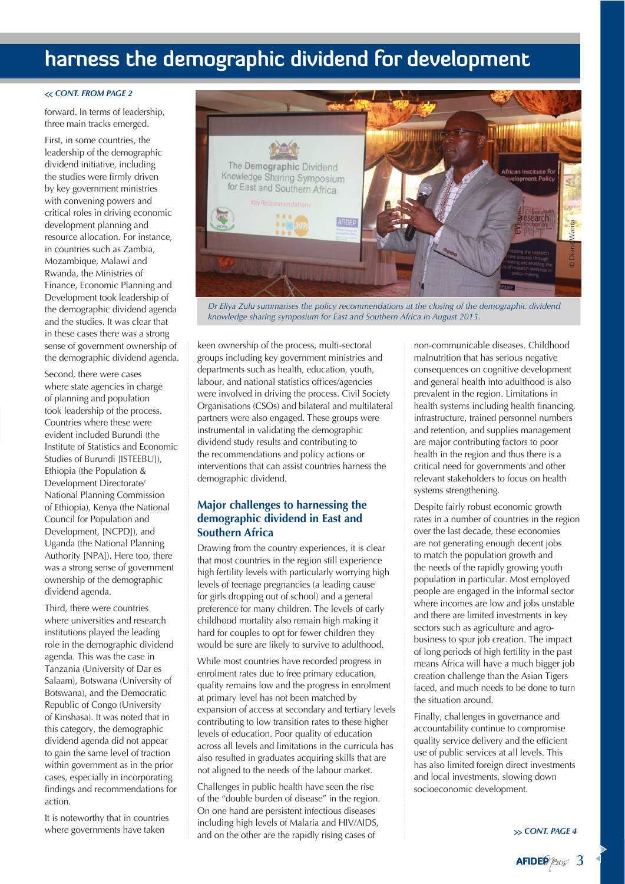# harness the demographic dividend for development

*<< CONT. FROM PAGE 2*

forward. In terms of leadership, three main tracks emerged.

First, in some countries, the leadership of the demographic dividend initiative, including the studies were firmly driven by key government ministries with convening powers and critical roles in driving economic development planning and resource allocation. For instance, in countries such as Zambia, Mozambique, Malawi and Rwanda, the Ministries of Finance, Economic Planning and Development took leadership of the demographic dividend agenda and the studies. It was clear that in these cases there was a strong sense of government ownership of the demographic dividend agenda.

Second, there were cases where state agencies in charge of planning and population took leadership of the process. Countries where these were evident included Burundi (the Institute of Statistics and Economic Studies of Burundi [ISTEEBU]), Ethiopia (the Population & Development Directorate/ National Planning Commission of Ethiopia), Kenya (the National Council for Population and Development, [NCPD]), and Uganda (the National Planning Authority [NPA]). Here too, there was a strong sense of government ownership of the demographic dividend agenda.

Third, there were countries where universities and research institutions played the leading role in the demographic dividend agenda. This was the case in Tanzania (University of Dar es Salaam), Botswana (University of Botswana), and the Democratic Republic of Congo (University of Kinshasa). It was noted that in this category, the demographic dividend agenda did not appear to gain the same level of traction within government as in the prior cases, especially in incorporating findings and recommendations for action.

It is noteworthy that in countries where governments have taken keen ownership of the process, multi-sectoral groups including key government ministries and departments such as health, education, youth, labour, and national statistics offices/agencies were involved in driving the process. Civil Society Organisations (CSOs) and bilateral and multilateral partners were also engaged. These groups were instrumental in validating the demographic dividend study results and contributing to the recommendations and policy actions or interventions that can assist countries harness the demographic dividend.

*Dr Eliya Zulu summarises the policy recommendations at the closing of the demographic dividend knowledge sharing symposium for East and Southern Africa in August 2015.*

## Major challenges to harnessing the demographic dividend in East and Southern Africa

Drawing from the country experiences, it is clear that most countries in the region still experience high fertility levels with particularly worrying high levels of teenage pregnancies (a leading cause for girls dropping out of school) and a general preference for many children. The levels of early childhood mortality also remain high making it hard for couples to opt for fewer children they would be sure are likely to survive to adulthood.

While most countries have recorded progress in enrolment rates due to free primary education, quality remains low and the progress in enrolment at primary level has not been matched by expansion of access at secondary and tertiary levels contributing to low transition rates to these higher levels of education. Poor quality of education across all levels and limitations in the curricula has also resulted in graduates acquiring skills that are not aligned to the needs of the labour market.

Challenges in public health have seen the rise of the "double burden of disease" in the region. On one hand are persistent infectious diseases including high levels of Malaria and HIV/AIDS, and on the other are the rapidly rising cases of non-communicable diseases. Childhood malnutrition that has serious negative consequences on cognitive development and general health into adulthood is also prevalent in the region. Limitations in health systems including health financing, infrastructure, trained personnel numbers and retention, and supplies management are major contributing factors to poor health in the region and thus there is a critical need for governments and other relevant stakeholders to focus on health systems strengthening.

Despite fairly robust economic growth rates in a number of countries in the region over the last decade, these economies are not generating enough decent jobs to match the population growth and the needs of the rapidly growing youth population in particular. Most employed people are engaged in the informal sector where incomes are low and jobs unstable and there are limited investments in key sectors such as agriculture and agro-business to spur job creation. The impact of long periods of high fertility in the past means Africa will have a much bigger job creation challenge than the Asian Tigers faced, and much needs to be done to turn the situation around.

Finally, challenges in governance and accountability continue to compromise quality service delivery and the efficient use of public services at all levels. This has also limited foreign direct investments and local investments, slowing down socioeconomic development.

*>> CONT. PAGE 4*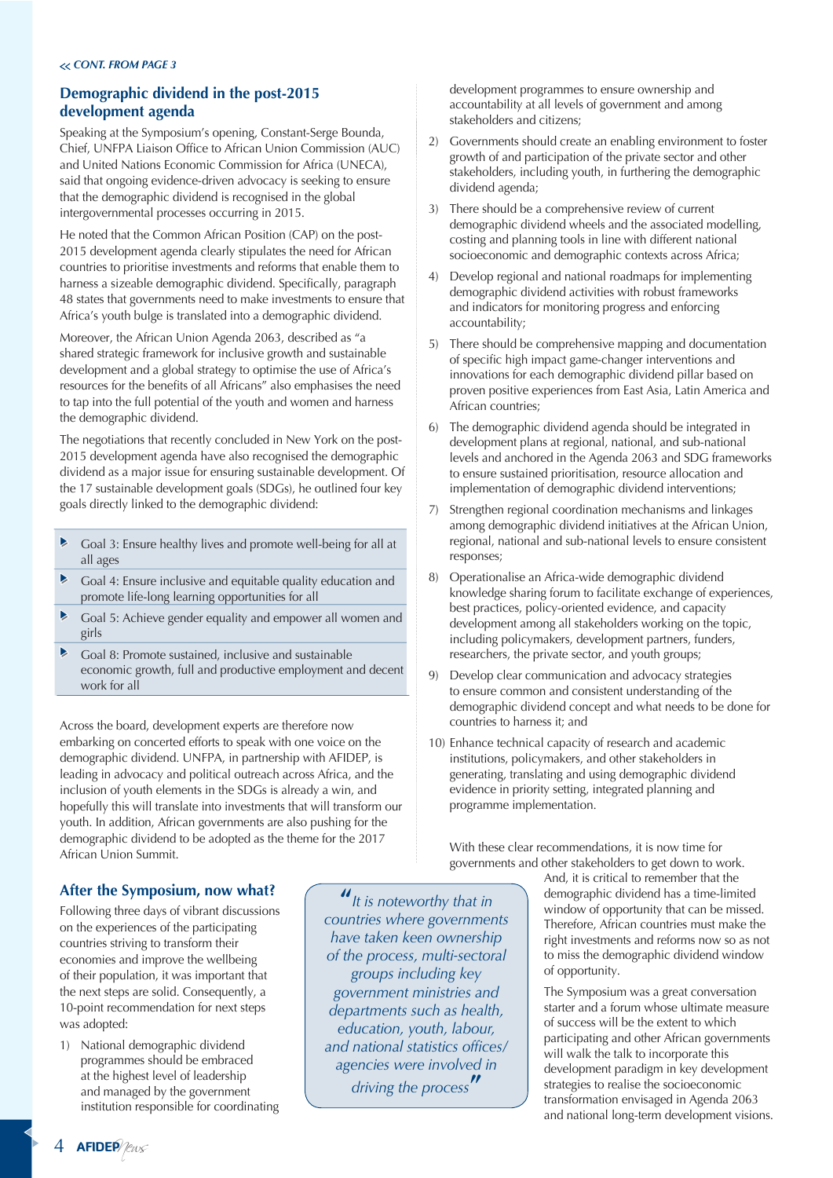*« CONT. FROM PAGE 3*

## Demographic dividend in the post-2015 development agenda

Speaking at the Symposium's opening, Constant-Serge Bounda, Chief, UNFPA Liaison Office to African Union Commission (AUC) and United Nations Economic Commission for Africa (UNECA), said that ongoing evidence-driven advocacy is seeking to ensure that the demographic dividend is recognised in the global intergovernmental processes occurring in 2015.

He noted that the Common African Position (CAP) on the post-2015 development agenda clearly stipulates the need for African countries to prioritise investments and reforms that enable them to harness a sizeable demographic dividend. Specifically, paragraph 48 states that governments need to make investments to ensure that Africa's youth bulge is translated into a demographic dividend.

Moreover, the African Union Agenda 2063, described as "a shared strategic framework for inclusive growth and sustainable development and a global strategy to optimise the use of Africa's resources for the benefits of all Africans" also emphasises the need to tap into the full potential of the youth and women and harness the demographic dividend.

The negotiations that recently concluded in New York on the post-2015 development agenda have also recognised the demographic dividend as a major issue for ensuring sustainable development. Of the 17 sustainable development goals (SDGs), he outlined four key goals directly linked to the demographic dividend:

- Goal 3: Ensure healthy lives and promote well-being for all at all ages
- Goal 4: Ensure inclusive and equitable quality education and promote life-long learning opportunities for all
- Goal 5: Achieve gender equality and empower all women and girls
- Goal 8: Promote sustained, inclusive and sustainable economic growth, full and productive employment and decent work for all

Across the board, development experts are therefore now embarking on concerted efforts to speak with one voice on the demographic dividend. UNFPA, in partnership with AFIDEP, is leading in advocacy and political outreach across Africa, and the inclusion of youth elements in the SDGs is already a win, and hopefully this will translate into investments that will transform our youth. In addition, African governments are also pushing for the demographic dividend to be adopted as the theme for the 2017 African Union Summit.

## After the Symposium, now what?

Following three days of vibrant discussions on the experiences of the participating countries striving to transform their economies and improve the wellbeing of their population, it was important that the next steps are solid. Consequently, a 10-point recommendation for next steps was adopted:

1) National demographic dividend programmes should be embraced at the highest level of leadership and managed by the government institution responsible for coordinating development programmes to ensure ownership and accountability at all levels of government and among stakeholders and citizens;
2) Governments should create an enabling environment to foster growth of and participation of the private sector and other stakeholders, including youth, in furthering the demographic dividend agenda;
3) There should be a comprehensive review of current demographic dividend wheels and the associated modelling, costing and planning tools in line with different national socioeconomic and demographic contexts across Africa;
4) Develop regional and national roadmaps for implementing demographic dividend activities with robust frameworks and indicators for monitoring progress and enforcing accountability;
5) There should be comprehensive mapping and documentation of specific high impact game-changer interventions and innovations for each demographic dividend pillar based on proven positive experiences from East Asia, Latin America and African countries;
6) The demographic dividend agenda should be integrated in development plans at regional, national, and sub-national levels and anchored in the Agenda 2063 and SDG frameworks to ensure sustained prioritisation, resource allocation and implementation of demographic dividend interventions;
7) Strengthen regional coordination mechanisms and linkages among demographic dividend initiatives at the African Union, regional, national and sub-national levels to ensure consistent responses;
8) Operationalise an Africa-wide demographic dividend knowledge sharing forum to facilitate exchange of experiences, best practices, policy-oriented evidence, and capacity development among all stakeholders working on the topic, including policymakers, development partners, funders, researchers, the private sector, and youth groups;
9) Develop clear communication and advocacy strategies to ensure common and consistent understanding of the demographic dividend concept and what needs to be done for countries to harness it; and
10) Enhance technical capacity of research and academic institutions, policymakers, and other stakeholders in generating, translating and using demographic dividend evidence in priority setting, integrated planning and programme implementation.

> *"It is noteworthy that in countries where governments have taken keen ownership of the process, multi-sectoral groups including key government ministries and departments such as health, education, youth, labour, and national statistics offices/ agencies were involved in driving the process"*

With these clear recommendations, it is now time for governments and other stakeholders to get down to work. And, it is critical to remember that the demographic dividend has a time-limited window of opportunity that can be missed. Therefore, African countries must make the right investments and reforms now so as not to miss the demographic dividend window of opportunity.

The Symposium was a great conversation starter and a forum whose ultimate measure of success will be the extent to which participating and other African governments will walk the talk to incorporate this development paradigm in key development strategies to realise the socioeconomic transformation envisaged in Agenda 2063 and national long-term development visions.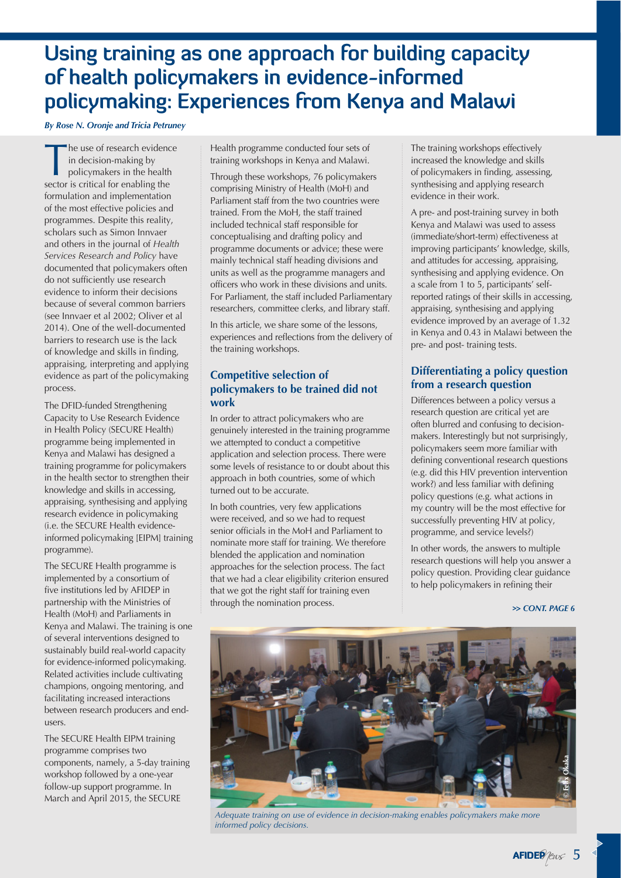# Using training as one approach for building capacity of health policymakers in evidence-informed policymaking: Experiences from Kenya and Malawi

***By Rose N. Oronje and Tricia Petruney***

The use of research evidence in decision-making by policymakers in the health sector is critical for enabling the formulation and implementation of the most effective policies and programmes. Despite this reality, scholars such as Simon Innvaer and others in the journal of *Health Services Research and Policy* have documented that policymakers often do not sufficiently use research evidence to inform their decisions because of several common barriers (see Innvaer et al 2002; Oliver et al 2014). One of the well-documented barriers to research use is the lack of knowledge and skills in finding, appraising, interpreting and applying evidence as part of the policymaking process.

The DFID-funded Strengthening Capacity to Use Research Evidence in Health Policy (SECURE Health) programme being implemented in Kenya and Malawi has designed a training programme for policymakers in the health sector to strengthen their knowledge and skills in accessing, appraising, synthesising and applying research evidence in policymaking (i.e. the SECURE Health evidence-informed policymaking [EIPM] training programme).

The SECURE Health programme is implemented by a consortium of five institutions led by AFIDEP in partnership with the Ministries of Health (MoH) and Parliaments in Kenya and Malawi. The training is one of several interventions designed to sustainably build real-world capacity for evidence-informed policymaking. Related activities include cultivating champions, ongoing mentoring, and facilitating increased interactions between research producers and end-users.

The SECURE Health EIPM training programme comprises two components, namely, a 5-day training workshop followed by a one-year follow-up support programme. In March and April 2015, the SECURE Health programme conducted four sets of training workshops in Kenya and Malawi.

Through these workshops, 76 policymakers comprising Ministry of Health (MoH) and Parliament staff from the two countries were trained. From the MoH, the staff trained included technical staff responsible for conceptualising and drafting policy and programme documents or advice; these were mainly technical staff heading divisions and units as well as the programme managers and officers who work in these divisions and units. For Parliament, the staff included Parliamentary researchers, committee clerks, and library staff.

In this article, we share some of the lessons, experiences and reflections from the delivery of the training workshops.

## Competitive selection of policymakers to be trained did not work

In order to attract policymakers who are genuinely interested in the training programme we attempted to conduct a competitive application and selection process. There were some levels of resistance to or doubt about this approach in both countries, some of which turned out to be accurate.

In both countries, very few applications were received, and so we had to request senior officials in the MoH and Parliament to nominate more staff for training. We therefore blended the application and nomination approaches for the selection process. The fact that we had a clear eligibility criterion ensured that we got the right staff for training even through the nomination process.

The training workshops effectively increased the knowledge and skills of policymakers in finding, assessing, synthesising and applying research evidence in their work.

A pre- and post-training survey in both Kenya and Malawi was used to assess (immediate/short-term) effectiveness at improving participants' knowledge, skills, and attitudes for accessing, appraising, synthesising and applying evidence. On a scale from 1 to 5, participants' self-reported ratings of their skills in accessing, appraising, synthesising and applying evidence improved by an average of 1.32 in Kenya and 0.43 in Malawi between the pre- and post- training tests.

## Differentiating a policy question from a research question

Differences between a policy versus a research question are critical yet are often blurred and confusing to decision-makers. Interestingly but not surprisingly, policymakers seem more familiar with defining conventional research questions (e.g. did this HIV prevention intervention work?) and less familiar with defining policy questions (e.g. what actions in my country will be the most effective for successfully preventing HIV at policy, programme, and service levels?)

In other words, the answers to multiple research questions will help you answer a policy question. Providing clear guidance to help policymakers in refining their

***>> CONT. PAGE 6***

*Adequate training on use of evidence in decision-making enables policymakers make more informed policy decisions.*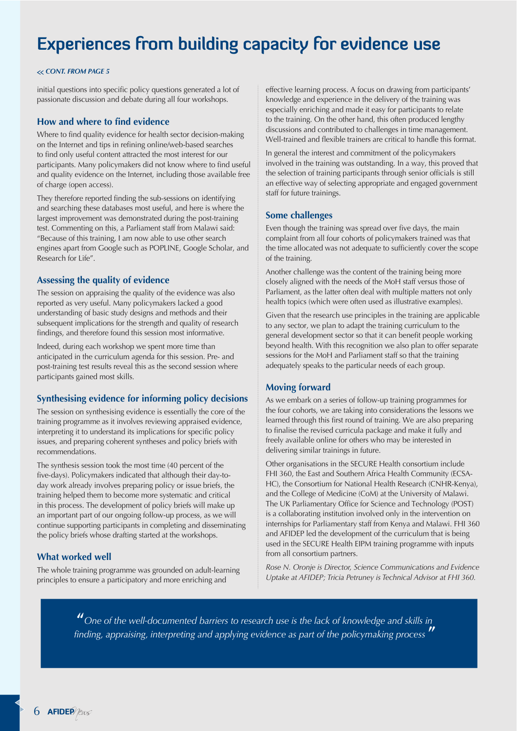# Experiences from building capacity for evidence use

*<< CONT. FROM PAGE 5*

initial questions into specific policy questions generated a lot of passionate discussion and debate during all four workshops.

### How and where to find evidence

Where to find quality evidence for health sector decision-making on the Internet and tips in refining online/web-based searches to find only useful content attracted the most interest for our participants. Many policymakers did not know where to find useful and quality evidence on the Internet, including those available free of charge (open access).

They therefore reported finding the sub-sessions on identifying and searching these databases most useful, and here is where the largest improvement was demonstrated during the post-training test. Commenting on this, a Parliament staff from Malawi said: "Because of this training, I am now able to use other search engines apart from Google such as POPLINE, Google Scholar, and Research for Life".

### Assessing the quality of evidence

The session on appraising the quality of the evidence was also reported as very useful. Many policymakers lacked a good understanding of basic study designs and methods and their subsequent implications for the strength and quality of research findings, and therefore found this session most informative.

Indeed, during each workshop we spent more time than anticipated in the curriculum agenda for this session. Pre- and post-training test results reveal this as the second session where participants gained most skills.

### Synthesising evidence for informing policy decisions

The session on synthesising evidence is essentially the core of the training programme as it involves reviewing appraised evidence, interpreting it to understand its implications for specific policy issues, and preparing coherent syntheses and policy briefs with recommendations.

The synthesis session took the most time (40 percent of the five-days). Policymakers indicated that although their day-to-day work already involves preparing policy or issue briefs, the training helped them to become more systematic and critical in this process. The development of policy briefs will make up an important part of our ongoing follow-up process, as we will continue supporting participants in completing and disseminating the policy briefs whose drafting started at the workshops.

### What worked well

The whole training programme was grounded on adult-learning principles to ensure a participatory and more enriching and effective learning process. A focus on drawing from participants' knowledge and experience in the delivery of the training was especially enriching and made it easy for participants to relate to the training. On the other hand, this often produced lengthy discussions and contributed to challenges in time management. Well-trained and flexible trainers are critical to handle this format.

In general the interest and commitment of the policymakers involved in the training was outstanding. In a way, this proved that the selection of training participants through senior officials is still an effective way of selecting appropriate and engaged government staff for future trainings.

### Some challenges

Even though the training was spread over five days, the main complaint from all four cohorts of policymakers trained was that the time allocated was not adequate to sufficiently cover the scope of the training.

Another challenge was the content of the training being more closely aligned with the needs of the MoH staff versus those of Parliament, as the latter often deal with multiple matters not only health topics (which were often used as illustrative examples).

Given that the research use principles in the training are applicable to any sector, we plan to adapt the training curriculum to the general development sector so that it can benefit people working beyond health. With this recognition we also plan to offer separate sessions for the MoH and Parliament staff so that the training adequately speaks to the particular needs of each group.

### Moving forward

As we embark on a series of follow-up training programmes for the four cohorts, we are taking into considerations the lessons we learned through this first round of training. We are also preparing to finalise the revised curricula package and make it fully and freely available online for others who may be interested in delivering similar trainings in future.

Other organisations in the SECURE Health consortium include FHI 360, the East and Southern Africa Health Community (ECSA-HC), the Consortium for National Health Research (CNHR-Kenya), and the College of Medicine (CoM) at the University of Malawi. The UK Parliamentary Office for Science and Technology (POST) is a collaborating institution involved only in the intervention on internships for Parliamentary staff from Kenya and Malawi. FHI 360 and AFIDEP led the development of the curriculum that is being used in the SECURE Health EIPM training programme with inputs from all consortium partners.

*Rose N. Oronje is Director, Science Communications and Evidence Uptake at AFIDEP; Tricia Petruney is Technical Advisor at FHI 360.*

> *"One of the well-documented barriers to research use is the lack of knowledge and skills in finding, appraising, interpreting and applying evidence as part of the policymaking process"*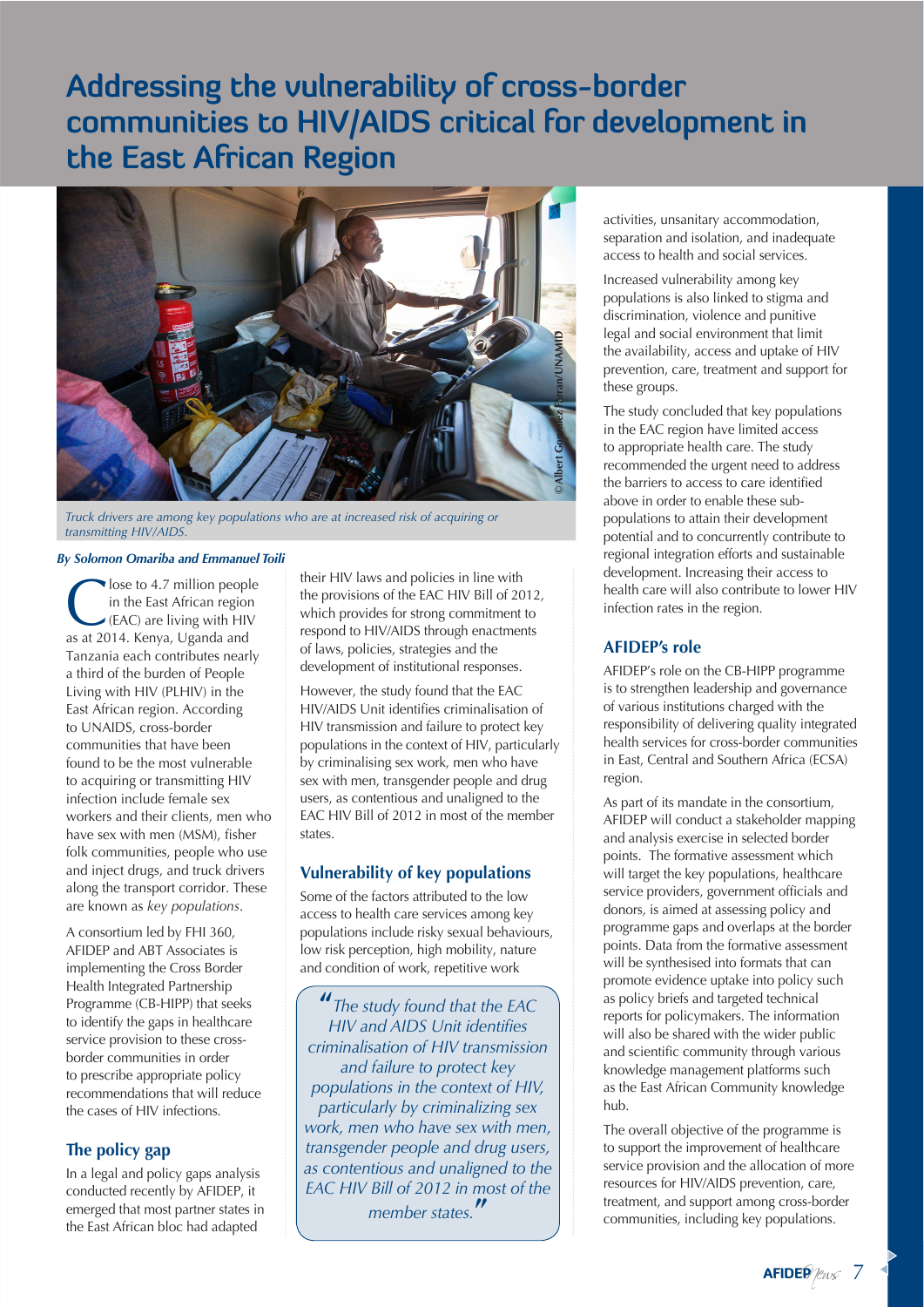# Addressing the vulnerability of cross-border communities to HIV/AIDS critical for development in the East African Region

*Truck drivers are among key populations who are at increased risk of acquiring or transmitting HIV/AIDS.*

***By Solomon Omariba and Emmanuel Toili***

Close to 4.7 million people in the East African region (EAC) are living with HIV as at 2014. Kenya, Uganda and Tanzania each contributes nearly a third of the burden of People Living with HIV (PLHIV) in the East African region. According to UNAIDS, cross-border communities that have been found to be the most vulnerable to acquiring or transmitting HIV infection include female sex workers and their clients, men who have sex with men (MSM), fisher folk communities, people who use and inject drugs, and truck drivers along the transport corridor. These are known as *key populations*.

A consortium led by FHI 360, AFIDEP and ABT Associates is implementing the Cross Border Health Integrated Partnership Programme (CB-HIPP) that seeks to identify the gaps in healthcare service provision to these cross-border communities in order to prescribe appropriate policy recommendations that will reduce the cases of HIV infections.

## The policy gap

In a legal and policy gaps analysis conducted recently by AFIDEP, it emerged that most partner states in the East African bloc had adapted their HIV laws and policies in line with the provisions of the EAC HIV Bill of 2012, which provides for strong commitment to respond to HIV/AIDS through enactments of laws, policies, strategies and the development of institutional responses.

However, the study found that the EAC HIV/AIDS Unit identifies criminalisation of HIV transmission and failure to protect key populations in the context of HIV, particularly by criminalising sex work, men who have sex with men, transgender people and drug users, as contentious and unaligned to the EAC HIV Bill of 2012 in most of the member states.

## Vulnerability of key populations

Some of the factors attributed to the low access to health care services among key populations include risky sexual behaviours, low risk perception, high mobility, nature and condition of work, repetitive work activities, unsanitary accommodation, separation and isolation, and inadequate access to health and social services.

> *"The study found that the EAC HIV and AIDS Unit identifies criminalisation of HIV transmission and failure to protect key populations in the context of HIV, particularly by criminalizing sex work, men who have sex with men, transgender people and drug users, as contentious and unaligned to the EAC HIV Bill of 2012 in most of the member states."*

Increased vulnerability among key populations is also linked to stigma and discrimination, violence and punitive legal and social environment that limit the availability, access and uptake of HIV prevention, care, treatment and support for these groups.

The study concluded that key populations in the EAC region have limited access to appropriate health care. The study recommended the urgent need to address the barriers to access to care identified above in order to enable these sub-populations to attain their development potential and to concurrently contribute to regional integration efforts and sustainable development. Increasing their access to health care will also contribute to lower HIV infection rates in the region.

## AFIDEP's role

AFIDEP's role on the CB-HIPP programme is to strengthen leadership and governance of various institutions charged with the responsibility of delivering quality integrated health services for cross-border communities in East, Central and Southern Africa (ECSA) region.

As part of its mandate in the consortium, AFIDEP will conduct a stakeholder mapping and analysis exercise in selected border points. The formative assessment which will target the key populations, healthcare service providers, government officials and donors, is aimed at assessing policy and programme gaps and overlaps at the border points. Data from the formative assessment will be synthesised into formats that can promote evidence uptake into policy such as policy briefs and targeted technical reports for policymakers. The information will also be shared with the wider public and scientific community through various knowledge management platforms such as the East African Community knowledge hub.

The overall objective of the programme is to support the improvement of healthcare service provision and the allocation of more resources for HIV/AIDS prevention, care, treatment, and support among cross-border communities, including key populations.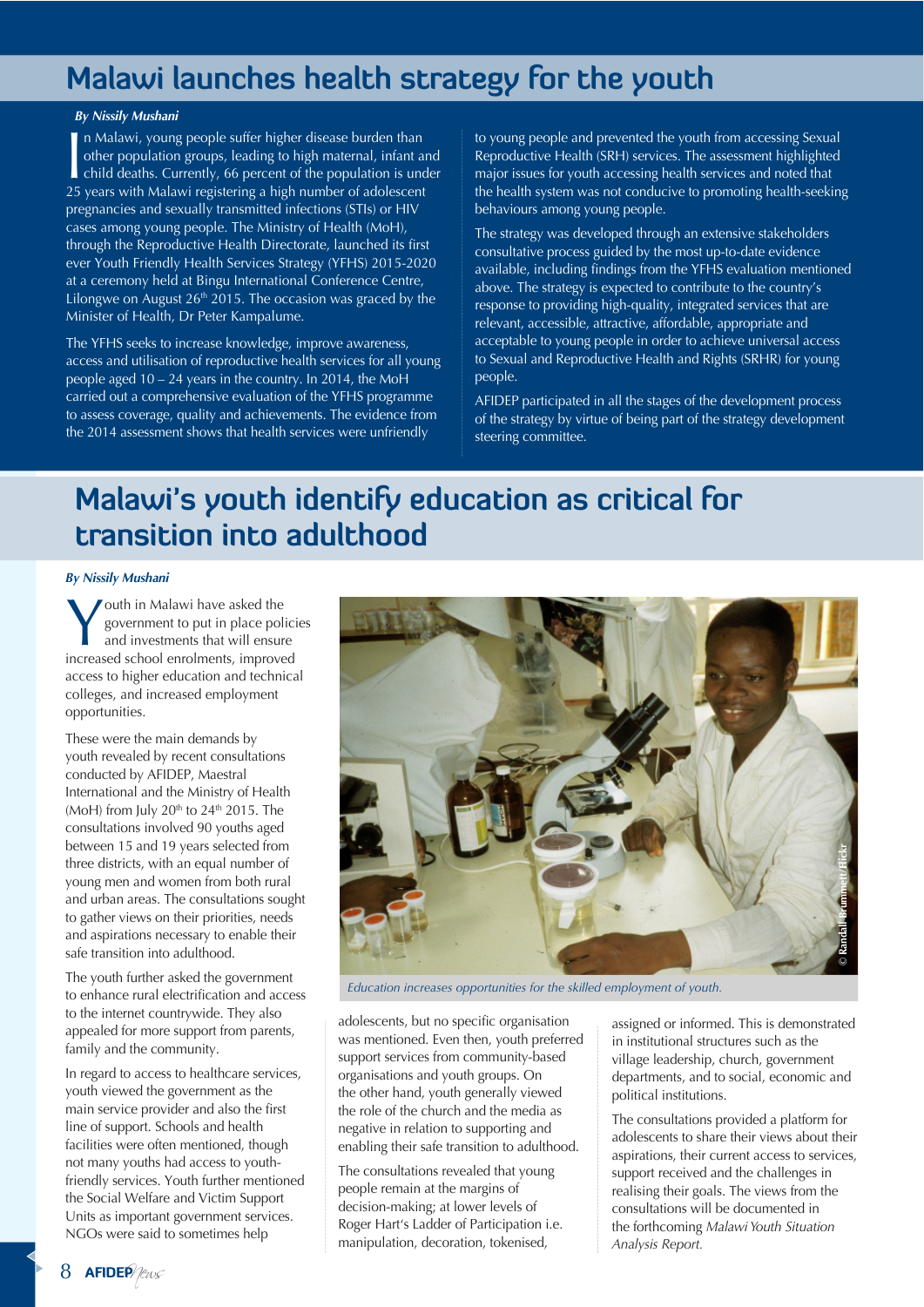# Malawi launches health strategy for the youth

***By Nissily Mushani***

In Malawi, young people suffer higher disease burden than other population groups, leading to high maternal, infant and child deaths. Currently, 66 percent of the population is under 25 years with Malawi registering a high number of adolescent pregnancies and sexually transmitted infections (STIs) or HIV cases among young people. The Ministry of Health (MoH), through the Reproductive Health Directorate, launched its first ever Youth Friendly Health Services Strategy (YFHS) 2015-2020 at a ceremony held at Bingu International Conference Centre, Lilongwe on August 26th 2015. The occasion was graced by the Minister of Health, Dr Peter Kampalume.

The YFHS seeks to increase knowledge, improve awareness, access and utilisation of reproductive health services for all young people aged 10 – 24 years in the country. In 2014, the MoH carried out a comprehensive evaluation of the YFHS programme to assess coverage, quality and achievements. The evidence from the 2014 assessment shows that health services were unfriendly to young people and prevented the youth from accessing Sexual Reproductive Health (SRH) services. The assessment highlighted major issues for youth accessing health services and noted that the health system was not conducive to promoting health-seeking behaviours among young people.

The strategy was developed through an extensive stakeholders consultative process guided by the most up-to-date evidence available, including findings from the YFHS evaluation mentioned above. The strategy is expected to contribute to the country's response to providing high-quality, integrated services that are relevant, accessible, attractive, affordable, appropriate and acceptable to young people in order to achieve universal access to Sexual and Reproductive Health and Rights (SRHR) for young people.

AFIDEP participated in all the stages of the development process of the strategy by virtue of being part of the strategy development steering committee.

# Malawi's youth identify education as critical for transition into adulthood

***By Nissily Mushani***

Youth in Malawi have asked the government to put in place policies and investments that will ensure increased school enrolments, improved access to higher education and technical colleges, and increased employment opportunities.

These were the main demands by youth revealed by recent consultations conducted by AFIDEP, Maestral International and the Ministry of Health (MoH) from July 20th to 24th 2015. The consultations involved 90 youths aged between 15 and 19 years selected from three districts, with an equal number of young men and women from both rural and urban areas. The consultations sought to gather views on their priorities, needs and aspirations necessary to enable their safe transition into adulthood.

The youth further asked the government to enhance rural electrification and access to the internet countrywide. They also appealed for more support from parents, family and the community.

In regard to access to healthcare services, youth viewed the government as the main service provider and also the first line of support. Schools and health facilities were often mentioned, though not many youths had access to youth-friendly services. Youth further mentioned the Social Welfare and Victim Support Units as important government services. NGOs were said to sometimes help adolescents, but no specific organisation was mentioned. Even then, youth preferred support services from community-based organisations and youth groups. On the other hand, youth generally viewed the role of the church and the media as negative in relation to supporting and enabling their safe transition to adulthood.

*Education increases opportunities for the skilled employment of youth.*

The consultations revealed that young people remain at the margins of decision-making; at lower levels of Roger Hart's Ladder of Participation i.e. manipulation, decoration, tokenised, assigned or informed. This is demonstrated in institutional structures such as the village leadership, church, government departments, and to social, economic and political institutions.

The consultations provided a platform for adolescents to share their views about their aspirations, their current access to services, support received and the challenges in realising their goals. The views from the consultations will be documented in the forthcoming *Malawi Youth Situation Analysis Report.*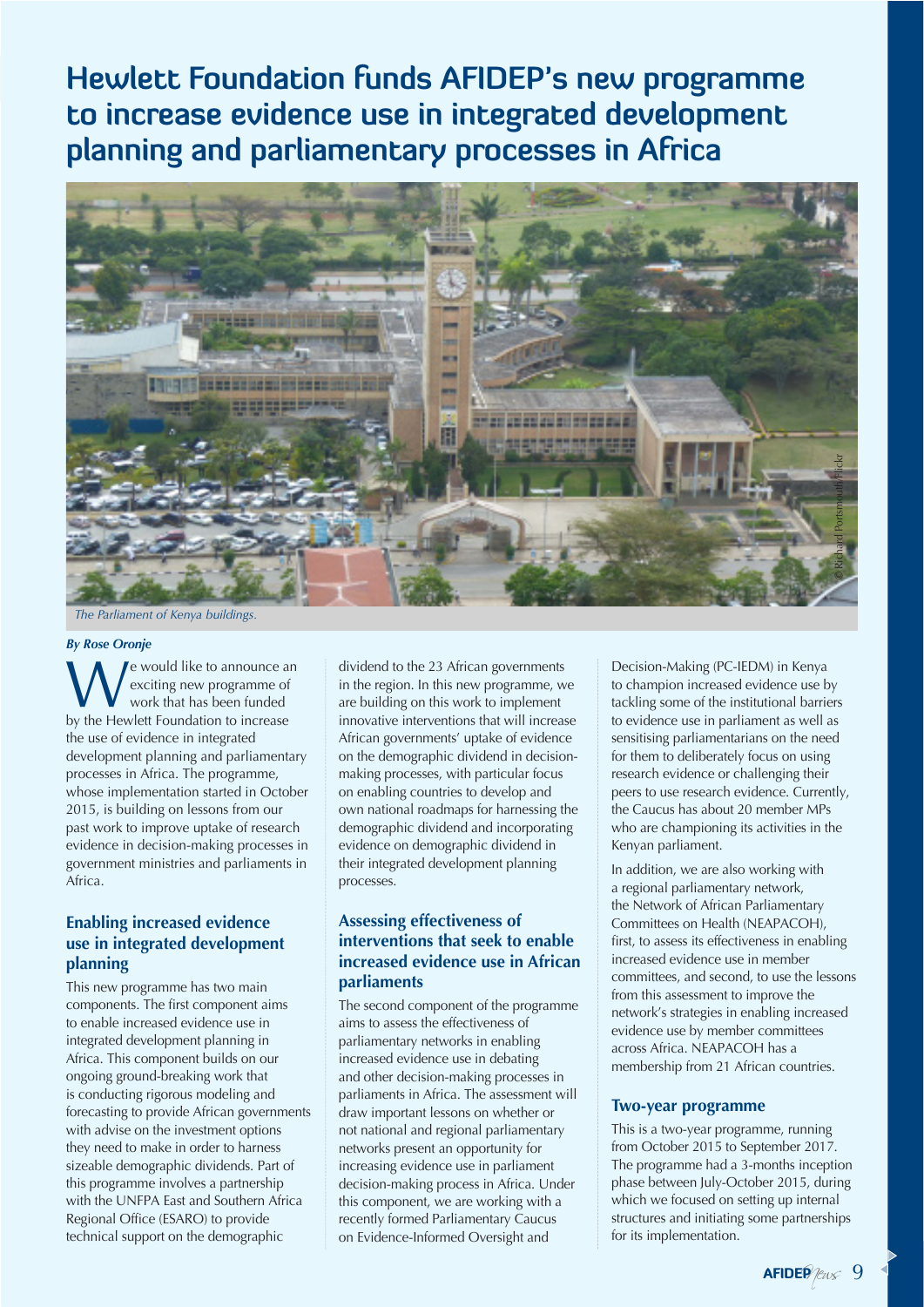# Hewlett Foundation funds AFIDEP's new programme to increase evidence use in integrated development planning and parliamentary processes in Africa

The Parliament of Kenya buildings.

***By Rose Oronje***

We would like to announce an exciting new programme of work that has been funded by the Hewlett Foundation to increase the use of evidence in integrated development planning and parliamentary processes in Africa. The programme, whose implementation started in October 2015, is building on lessons from our past work to improve uptake of research evidence in decision-making processes in government ministries and parliaments in Africa.

## Enabling increased evidence use in integrated development planning

This new programme has two main components. The first component aims to enable increased evidence use in integrated development planning in Africa. This component builds on our ongoing ground-breaking work that is conducting rigorous modeling and forecasting to provide African governments with advise on the investment options they need to make in order to harness sizeable demographic dividends. Part of this programme involves a partnership with the UNFPA East and Southern Africa Regional Office (ESARO) to provide technical support on the demographic dividend to the 23 African governments in the region. In this new programme, we are building on this work to implement innovative interventions that will increase African governments' uptake of evidence on the demographic dividend in decision-making processes, with particular focus on enabling countries to develop and own national roadmaps for harnessing the demographic dividend and incorporating evidence on demographic dividend in their integrated development planning processes.

## Assessing effectiveness of interventions that seek to enable increased evidence use in African parliaments

The second component of the programme aims to assess the effectiveness of parliamentary networks in enabling increased evidence use in debating and other decision-making processes in parliaments in Africa. The assessment will draw important lessons on whether or not national and regional parliamentary networks present an opportunity for increasing evidence use in parliament decision-making process in Africa. Under this component, we are working with a recently formed Parliamentary Caucus on Evidence-Informed Oversight and Decision-Making (PC-IEDM) in Kenya to champion increased evidence use by tackling some of the institutional barriers to evidence use in parliament as well as sensitising parliamentarians on the need for them to deliberately focus on using research evidence or challenging their peers to use research evidence. Currently, the Caucus has about 20 member MPs who are championing its activities in the Kenyan parliament.

In addition, we are also working with a regional parliamentary network, the Network of African Parliamentary Committees on Health (NEAPACOH), first, to assess its effectiveness in enabling increased evidence use in member committees, and second, to use the lessons from this assessment to improve the network's strategies in enabling increased evidence use by member committees across Africa. NEAPACOH has a membership from 21 African countries.

## Two-year programme

This is a two-year programme, running from October 2015 to September 2017. The programme had a 3-months inception phase between July-October 2015, during which we focused on setting up internal structures and initiating some partnerships for its implementation.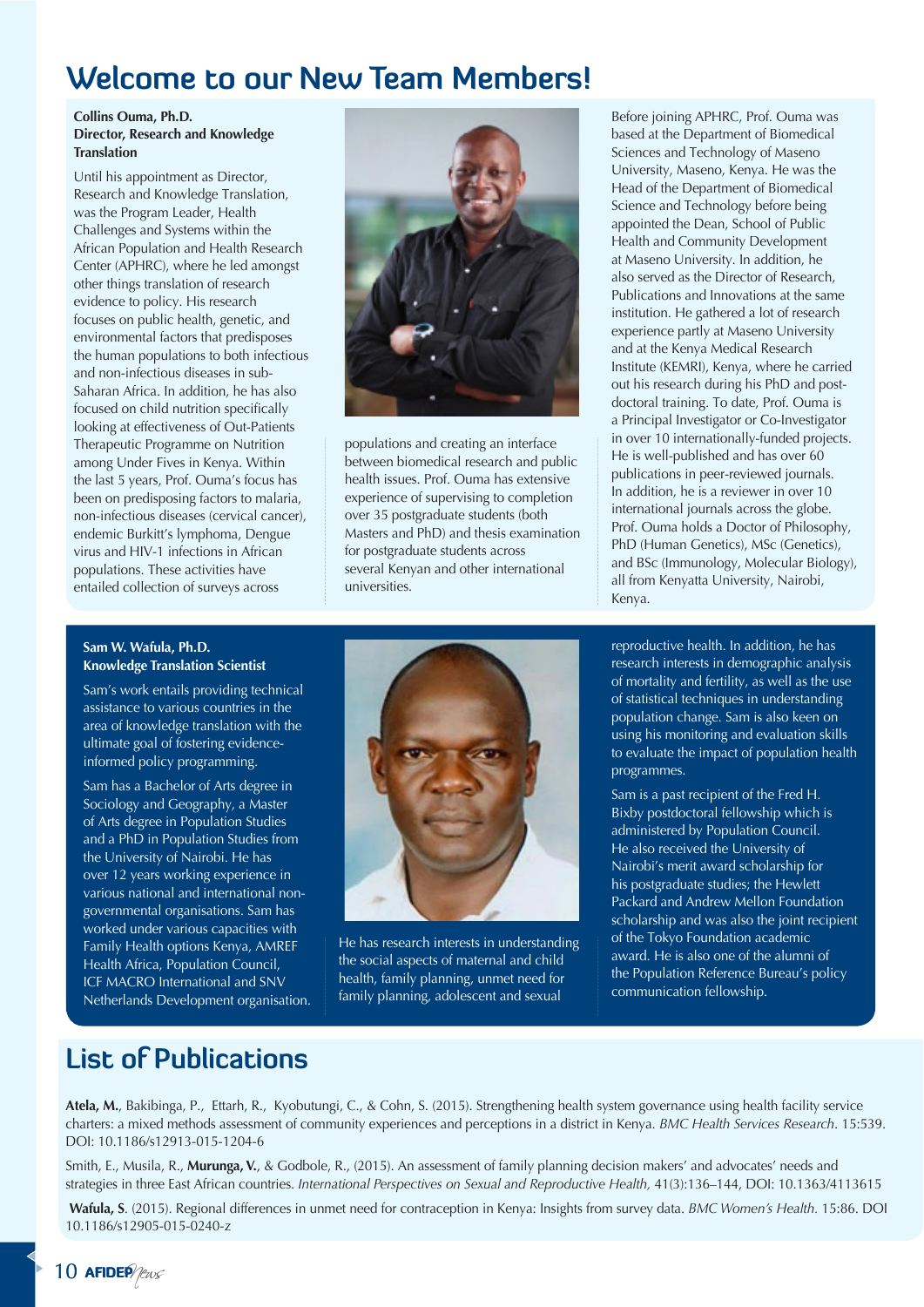# Welcome to our New Team Members!

**Collins Ouma, Ph.D.**
**Director, Research and Knowledge Translation**

Until his appointment as Director, Research and Knowledge Translation, was the Program Leader, Health Challenges and Systems within the African Population and Health Research Center (APHRC), where he led amongst other things translation of research evidence to policy. His research focuses on public health, genetic, and environmental factors that predisposes the human populations to both infectious and non-infectious diseases in sub-Saharan Africa. In addition, he has also focused on child nutrition specifically looking at effectiveness of Out-Patients Therapeutic Programme on Nutrition among Under Fives in Kenya. Within the last 5 years, Prof. Ouma's focus has been on predisposing factors to malaria, non-infectious diseases (cervical cancer), endemic Burkitt's lymphoma, Dengue virus and HIV-1 infections in African populations. These activities have entailed collection of surveys across populations and creating an interface between biomedical research and public health issues. Prof. Ouma has extensive experience of supervising to completion over 35 postgraduate students (both Masters and PhD) and thesis examination for postgraduate students across several Kenyan and other international universities.

Before joining APHRC, Prof. Ouma was based at the Department of Biomedical Sciences and Technology of Maseno University, Maseno, Kenya. He was the Head of the Department of Biomedical Science and Technology before being appointed the Dean, School of Public Health and Community Development at Maseno University. In addition, he also served as the Director of Research, Publications and Innovations at the same institution. He gathered a lot of research experience partly at Maseno University and at the Kenya Medical Research Institute (KEMRI), Kenya, where he carried out his research during his PhD and post-doctoral training. To date, Prof. Ouma is a Principal Investigator or Co-Investigator in over 10 internationally-funded projects. He is well-published and has over 60 publications in peer-reviewed journals. In addition, he is a reviewer in over 10 international journals across the globe. Prof. Ouma holds a Doctor of Philosophy, PhD (Human Genetics), MSc (Genetics), and BSc (Immunology, Molecular Biology), all from Kenyatta University, Nairobi, Kenya.

**Sam W. Wafula, Ph.D.**
**Knowledge Translation Scientist**

Sam's work entails providing technical assistance to various countries in the area of knowledge translation with the ultimate goal of fostering evidence-informed policy programming.

Sam has a Bachelor of Arts degree in Sociology and Geography, a Master of Arts degree in Population Studies and a PhD in Population Studies from the University of Nairobi. He has over 12 years working experience in various national and international non-governmental organisations. Sam has worked under various capacities with Family Health options Kenya, AMREF Health Africa, Population Council, ICF MACRO International and SNV Netherlands Development organisation.

He has research interests in understanding the social aspects of maternal and child health, family planning, unmet need for family planning, adolescent and sexual reproductive health. In addition, he has research interests in demographic analysis of mortality and fertility, as well as the use of statistical techniques in understanding population change. Sam is also keen on using his monitoring and evaluation skills to evaluate the impact of population health programmes.

Sam is a past recipient of the Fred H. Bixby postdoctoral fellowship which is administered by Population Council. He also received the University of Nairobi's merit award scholarship for his postgraduate studies; the Hewlett Packard and Andrew Mellon Foundation scholarship and was also the joint recipient of the Tokyo Foundation academic award. He is also one of the alumni of the Population Reference Bureau's policy communication fellowship.

# List of Publications

**Atela, M.**, Bakibinga, P., Ettarh, R., Kyobutungi, C., & Cohn, S. (2015). Strengthening health system governance using health facility service charters: a mixed methods assessment of community experiences and perceptions in a district in Kenya. *BMC Health Services Research*. 15:539. DOI: 10.1186/s12913-015-1204-6

Smith, E., Musila, R., **Murunga, V.**, & Godbole, R., (2015). An assessment of family planning decision makers' and advocates' needs and strategies in three East African countries. *International Perspectives on Sexual and Reproductive Health*, 41(3):136–144, DOI: 10.1363/4113615

**Wafula, S**. (2015). Regional differences in unmet need for contraception in Kenya: Insights from survey data. *BMC Women's Health*. 15:86. DOI 10.1186/s12905-015-0240-z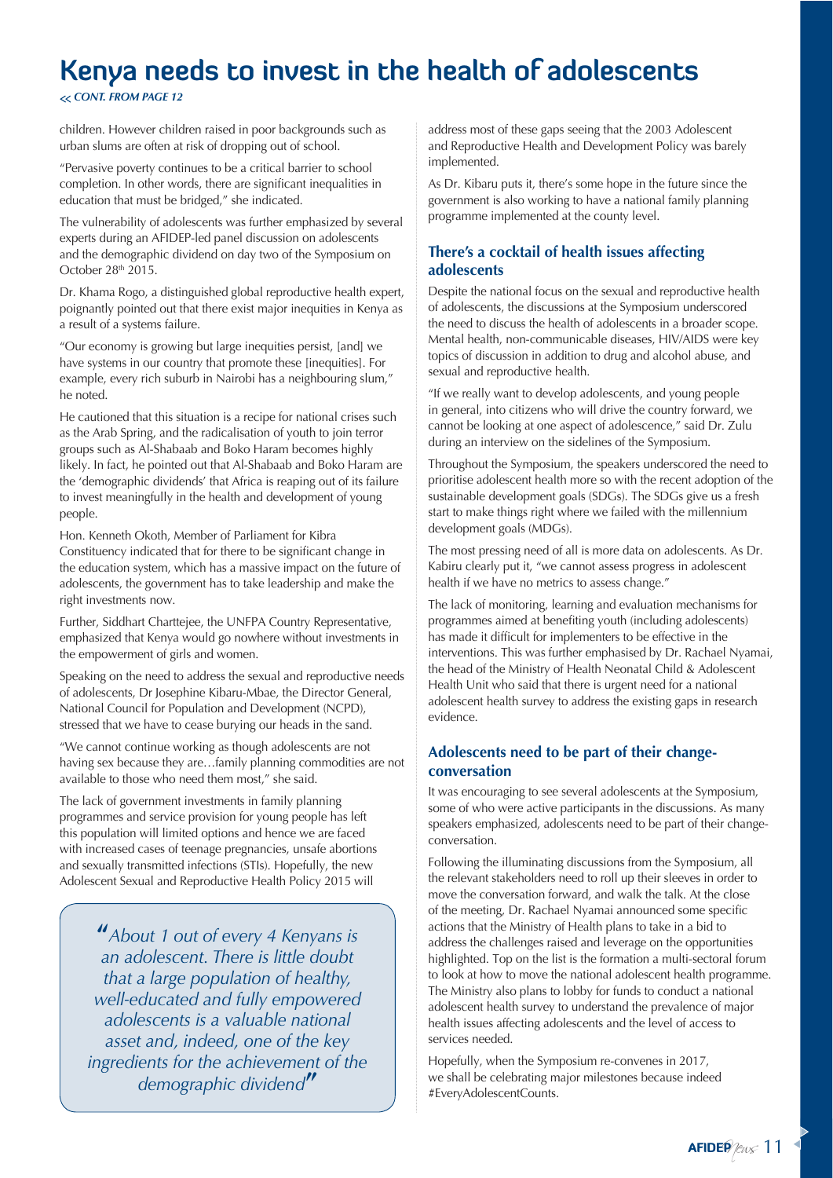# Kenya needs to invest in the health of adolescents

*<< CONT. FROM PAGE 12*

children. However children raised in poor backgrounds such as urban slums are often at risk of dropping out of school.

"Pervasive poverty continues to be a critical barrier to school completion. In other words, there are significant inequalities in education that must be bridged," she indicated.

The vulnerability of adolescents was further emphasized by several experts during an AFIDEP-led panel discussion on adolescents and the demographic dividend on day two of the Symposium on October 28th 2015.

Dr. Khama Rogo, a distinguished global reproductive health expert, poignantly pointed out that there exist major inequities in Kenya as a result of a systems failure.

"Our economy is growing but large inequities persist, [and] we have systems in our country that promote these [inequities]. For example, every rich suburb in Nairobi has a neighbouring slum," he noted.

He cautioned that this situation is a recipe for national crises such as the Arab Spring, and the radicalisation of youth to join terror groups such as Al-Shabaab and Boko Haram becomes highly likely. In fact, he pointed out that Al-Shabaab and Boko Haram are the 'demographic dividends' that Africa is reaping out of its failure to invest meaningfully in the health and development of young people.

Hon. Kenneth Okoth, Member of Parliament for Kibra Constituency indicated that for there to be significant change in the education system, which has a massive impact on the future of adolescents, the government has to take leadership and make the right investments now.

Further, Siddhart Charttejee, the UNFPA Country Representative, emphasized that Kenya would go nowhere without investments in the empowerment of girls and women.

Speaking on the need to address the sexual and reproductive needs of adolescents, Dr Josephine Kibaru-Mbae, the Director General, National Council for Population and Development (NCPD), stressed that we have to cease burying our heads in the sand.

"We cannot continue working as though adolescents are not having sex because they are…family planning commodities are not available to those who need them most," she said.

The lack of government investments in family planning programmes and service provision for young people has left this population will limited options and hence we are faced with increased cases of teenage pregnancies, unsafe abortions and sexually transmitted infections (STIs). Hopefully, the new Adolescent Sexual and Reproductive Health Policy 2015 will address most of these gaps seeing that the 2003 Adolescent and Reproductive Health and Development Policy was barely implemented.

As Dr. Kibaru puts it, there's some hope in the future since the government is also working to have a national family planning programme implemented at the county level.

> *"About 1 out of every 4 Kenyans is an adolescent. There is little doubt that a large population of healthy, well-educated and fully empowered adolescents is a valuable national asset and, indeed, one of the key ingredients for the achievement of the demographic dividend"*

## There's a cocktail of health issues affecting adolescents

Despite the national focus on the sexual and reproductive health of adolescents, the discussions at the Symposium underscored the need to discuss the health of adolescents in a broader scope. Mental health, non-communicable diseases, HIV/AIDS were key topics of discussion in addition to drug and alcohol abuse, and sexual and reproductive health.

"If we really want to develop adolescents, and young people in general, into citizens who will drive the country forward, we cannot be looking at one aspect of adolescence," said Dr. Zulu during an interview on the sidelines of the Symposium.

Throughout the Symposium, the speakers underscored the need to prioritise adolescent health more so with the recent adoption of the sustainable development goals (SDGs). The SDGs give us a fresh start to make things right where we failed with the millennium development goals (MDGs).

The most pressing need of all is more data on adolescents. As Dr. Kabiru clearly put it, "we cannot assess progress in adolescent health if we have no metrics to assess change."

The lack of monitoring, learning and evaluation mechanisms for programmes aimed at benefiting youth (including adolescents) has made it difficult for implementers to be effective in the interventions. This was further emphasised by Dr. Rachael Nyamai, the head of the Ministry of Health Neonatal Child & Adolescent Health Unit who said that there is urgent need for a national adolescent health survey to address the existing gaps in research evidence.

## Adolescents need to be part of their change-conversation

It was encouraging to see several adolescents at the Symposium, some of who were active participants in the discussions. As many speakers emphasized, adolescents need to be part of their change-conversation.

Following the illuminating discussions from the Symposium, all the relevant stakeholders need to roll up their sleeves in order to move the conversation forward, and walk the talk. At the close of the meeting, Dr. Rachael Nyamai announced some specific actions that the Ministry of Health plans to take in a bid to address the challenges raised and leverage on the opportunities highlighted. Top on the list is the formation a multi-sectoral forum to look at how to move the national adolescent health programme. The Ministry also plans to lobby for funds to conduct a national adolescent health survey to understand the prevalence of major health issues affecting adolescents and the level of access to services needed.

Hopefully, when the Symposium re-convenes in 2017, we shall be celebrating major milestones because indeed #EveryAdolescentCounts.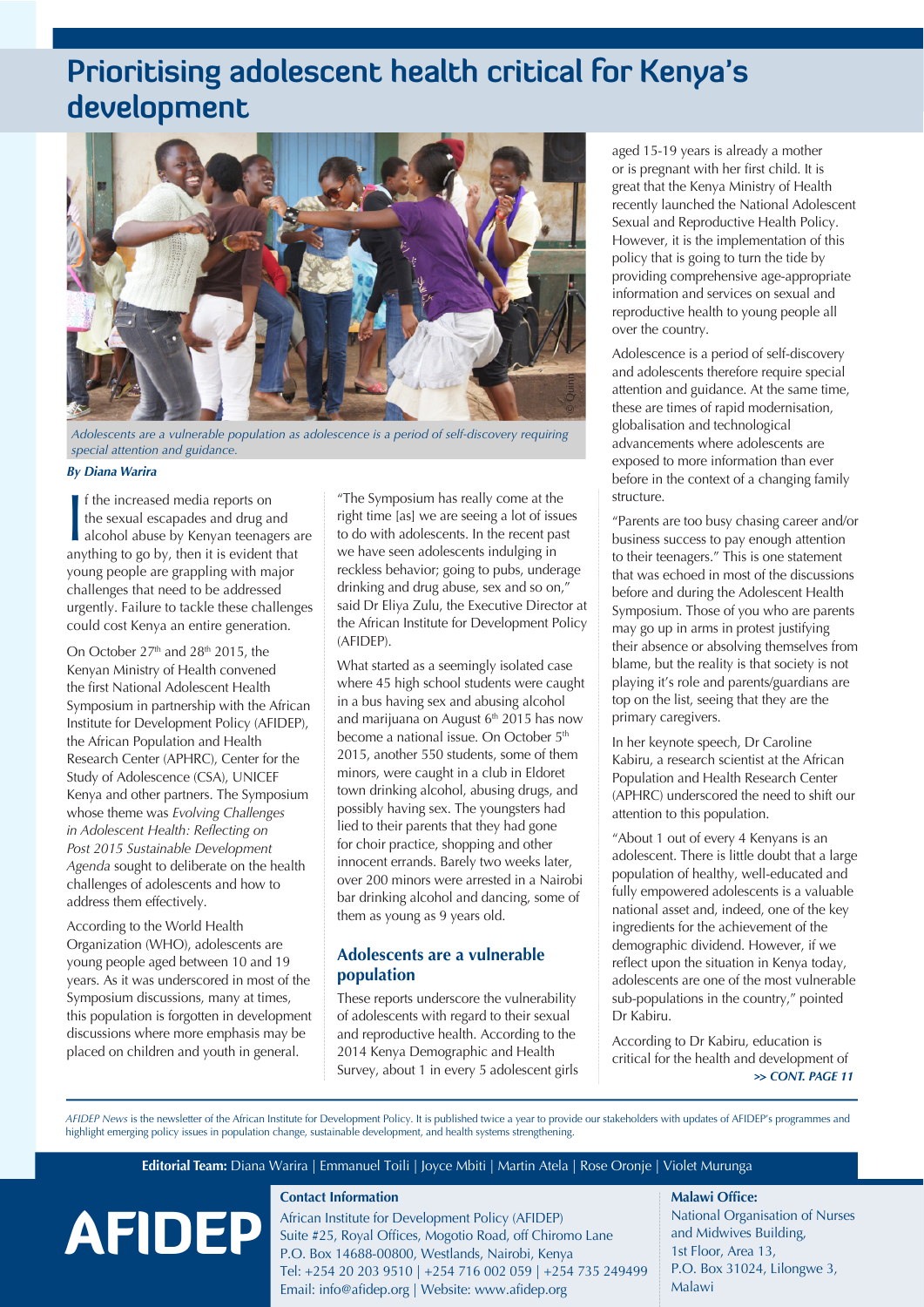# Prioritising adolescent health critical for Kenya's development

*Adolescents are a vulnerable population as adolescence is a period of self-discovery requiring special attention and guidance.*

***By Diana Warira***

If the increased media reports on the sexual escapades and drug and alcohol abuse by Kenyan teenagers are anything to go by, then it is evident that young people are grappling with major challenges that need to be addressed urgently. Failure to tackle these challenges could cost Kenya an entire generation.

On October 27th and 28th 2015, the Kenyan Ministry of Health convened the first National Adolescent Health Symposium in partnership with the African Institute for Development Policy (AFIDEP), the African Population and Health Research Center (APHRC), Center for the Study of Adolescence (CSA), UNICEF Kenya and other partners. The Symposium whose theme was *Evolving Challenges in Adolescent Health: Reflecting on Post 2015 Sustainable Development Agenda* sought to deliberate on the health challenges of adolescents and how to address them effectively.

According to the World Health Organization (WHO), adolescents are young people aged between 10 and 19 years. As it was underscored in most of the Symposium discussions, many at times, this population is forgotten in development discussions where more emphasis may be placed on children and youth in general.

"The Symposium has really come at the right time [as] we are seeing a lot of issues to do with adolescents. In the recent past we have seen adolescents indulging in reckless behavior; going to pubs, underage drinking and drug abuse, sex and so on," said Dr Eliya Zulu, the Executive Director at the African Institute for Development Policy (AFIDEP).

What started as a seemingly isolated case where 45 high school students were caught in a bus having sex and abusing alcohol and marijuana on August 6th 2015 has now become a national issue. On October 5th 2015, another 550 students, some of them minors, were caught in a club in Eldoret town drinking alcohol, abusing drugs, and possibly having sex. The youngsters had lied to their parents that they had gone for choir practice, shopping and other innocent errands. Barely two weeks later, over 200 minors were arrested in a Nairobi bar drinking alcohol and dancing, some of them as young as 9 years old.

## Adolescents are a vulnerable population

These reports underscore the vulnerability of adolescents with regard to their sexual and reproductive health. According to the 2014 Kenya Demographic and Health Survey, about 1 in every 5 adolescent girls aged 15-19 years is already a mother or is pregnant with her first child. It is great that the Kenya Ministry of Health recently launched the National Adolescent Sexual and Reproductive Health Policy. However, it is the implementation of this policy that is going to turn the tide by providing comprehensive age-appropriate information and services on sexual and reproductive health to young people all over the country.

Adolescence is a period of self-discovery and adolescents therefore require special attention and guidance. At the same time, these are times of rapid modernisation, globalisation and technological advancements where adolescents are exposed to more information than ever before in the context of a changing family structure.

"Parents are too busy chasing career and/or business success to pay enough attention to their teenagers." This is one statement that was echoed in most of the discussions before and during the Adolescent Health Symposium. Those of you who are parents may go up in arms in protest justifying their absence or absolving themselves from blame, but the reality is that society is not playing it's role and parents/guardians are top on the list, seeing that they are the primary caregivers.

In her keynote speech, Dr Caroline Kabiru, a research scientist at the African Population and Health Research Center (APHRC) underscored the need to shift our attention to this population.

"About 1 out of every 4 Kenyans is an adolescent. There is little doubt that a large population of healthy, well-educated and fully empowered adolescents is a valuable national asset and, indeed, one of the key ingredients for the achievement of the demographic dividend. However, if we reflect upon the situation in Kenya today, adolescents are one of the most vulnerable sub-populations in the country," pointed Dr Kabiru.

According to Dr Kabiru, education is critical for the health and development of

***>> CONT. PAGE 11***

---

*AFIDEP News* is the newsletter of the African Institute for Development Policy. It is published twice a year to provide our stakeholders with updates of AFIDEP's programmes and highlight emerging policy issues in population change, sustainable development, and health systems strengthening.

**Editorial Team:** Diana Warira | Emmanuel Toili | Joyce Mbiti | Martin Atela | Rose Oronje | Violet Murunga

**AFIDEP**

**Contact Information**

African Institute for Development Policy (AFIDEP)
Suite #25, Royal Offices, Mogotio Road, off Chiromo Lane
P.O. Box 14688-00800, Westlands, Nairobi, Kenya
Tel: +254 20 203 9510 | +254 716 002 059 | +254 735 249499
Email: info@afidep.org | Website: www.afidep.org

**Malawi Office:**

National Organisation of Nurses and Midwives Building,
1st Floor, Area 13,
P.O. Box 31024, Lilongwe 3,
Malawi